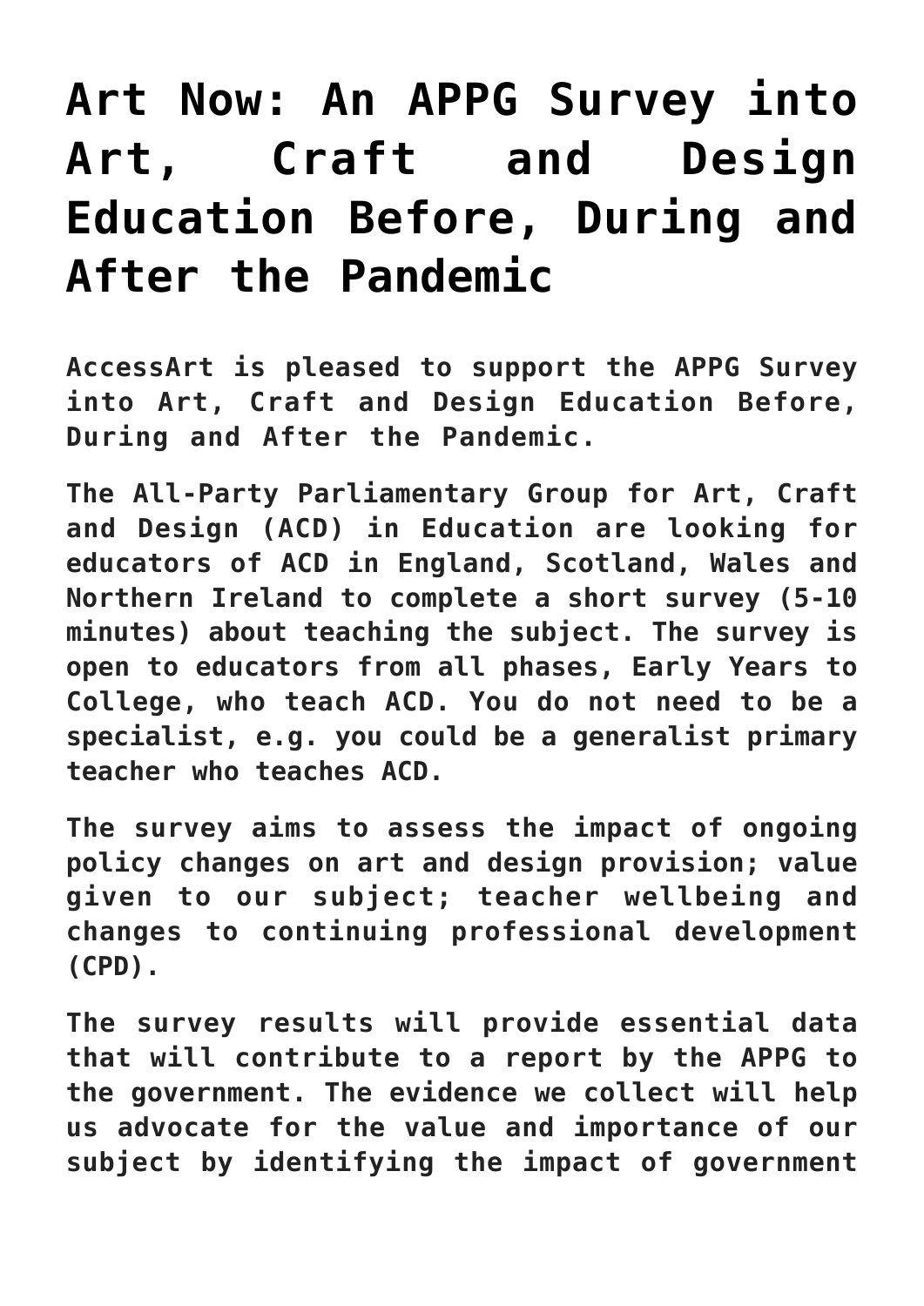# Art Now: An APPG Survey into Art, Craft and Design Education Before, During and After the Pandemic

AccessArt is pleased to support the APPG Survey into Art, Craft and Design Education Before, During and After the Pandemic.

The All-Party Parliamentary Group for Art, Craft and Design (ACD) in Education are looking for educators of ACD in England, Scotland, Wales and Northern Ireland to complete a short survey (5-10 minutes) about teaching the subject. The survey is open to educators from all phases, Early Years to College, who teach ACD. You do not need to be a specialist, e.g. you could be a generalist primary teacher who teaches ACD.

The survey aims to assess the impact of ongoing policy changes on art and design provision; value given to our subject; teacher wellbeing and changes to continuing professional development (CPD).

The survey results will provide essential data that will contribute to a report by the APPG to the government. The evidence we collect will help us advocate for the value and importance of our subject by identifying the impact of government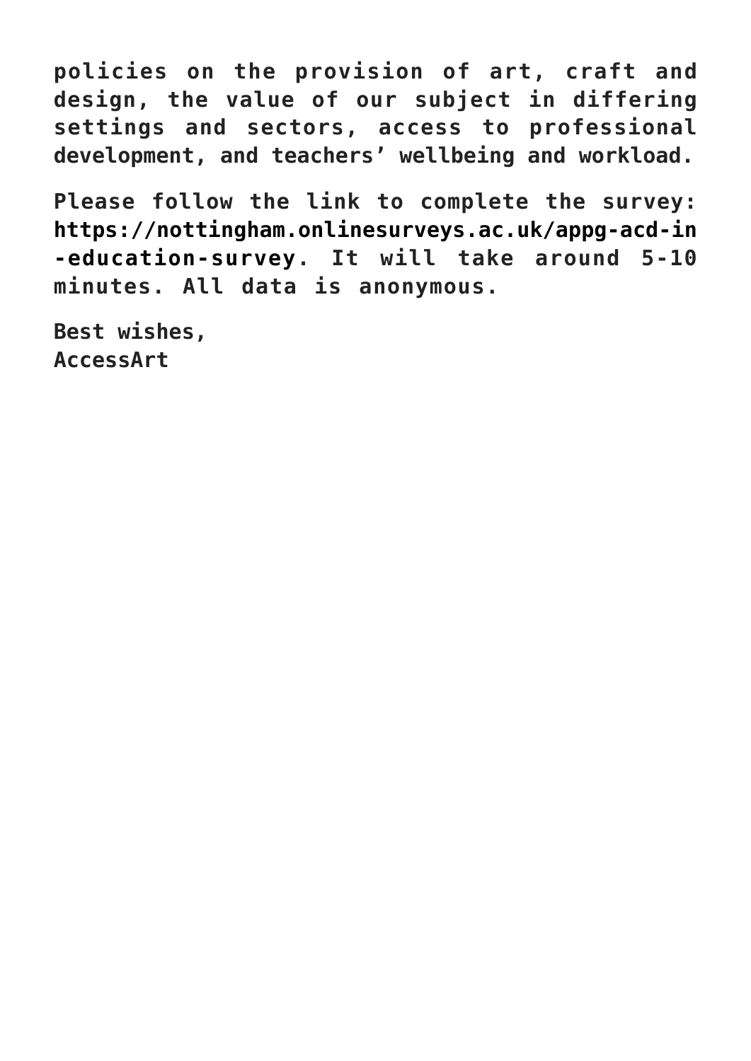**policies on the provision of art, craft and design, the value of our subject in differing settings and sectors, access to professional development, and teachers' wellbeing and workload.**

**Please follow the link to complete the survey: https://nottingham.onlinesurveys.ac.uk/appg-acd-in-education-survey. It will take around 5-10 minutes. All data is anonymous.**

**Best wishes,**
**AccessArt**